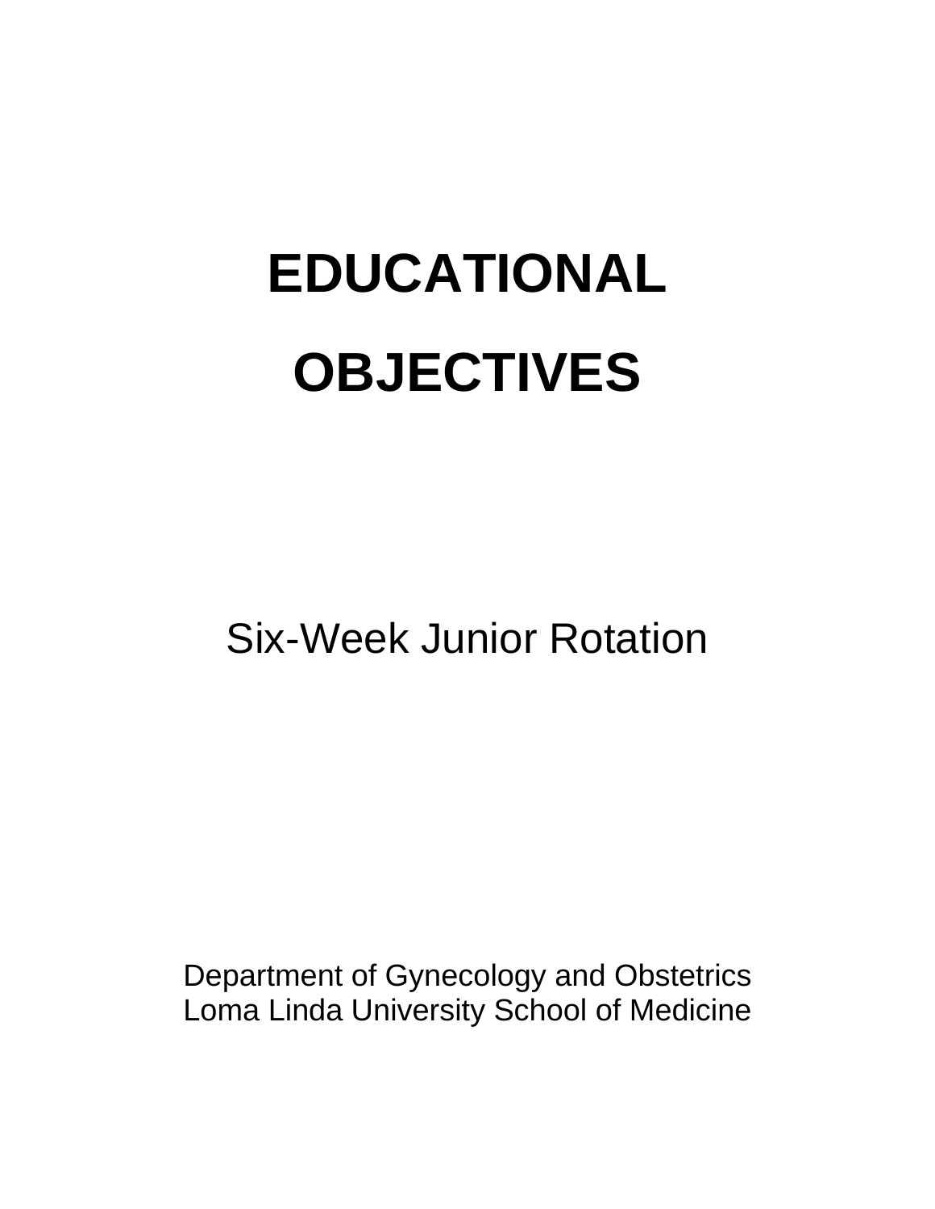# EDUCATIONAL OBJECTIVES

Six-Week Junior Rotation

Department of Gynecology and Obstetrics
Loma Linda University School of Medicine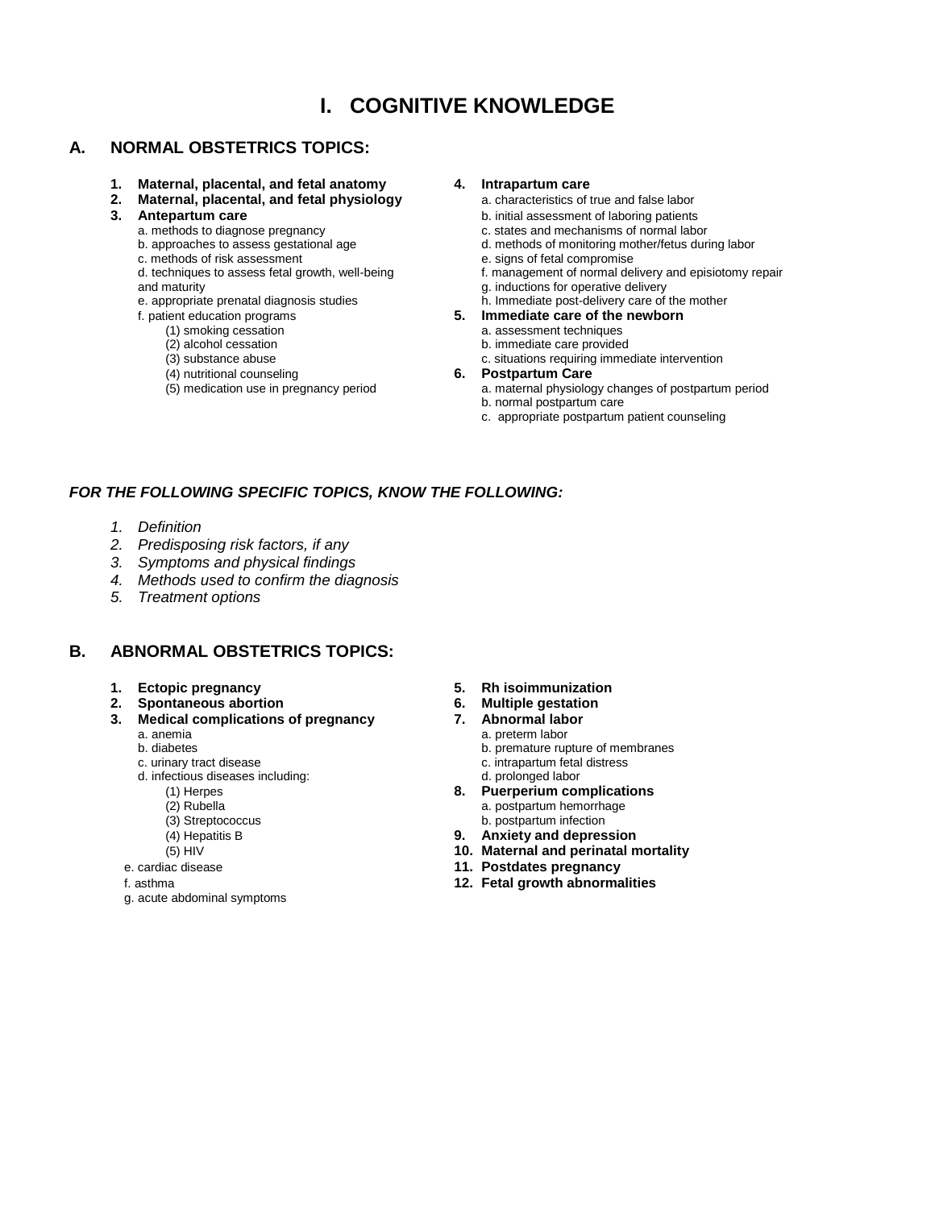# I. COGNITIVE KNOWLEDGE

## A. NORMAL OBSTETRICS TOPICS:

1. **Maternal, placental, and fetal anatomy**
2. **Maternal, placental, and fetal physiology**
3. **Antepartum care**
   - a. methods to diagnose pregnancy
   - b. approaches to assess gestational age
   - c. methods of risk assessment
   - d. techniques to assess fetal growth, well-being and maturity
   - e. appropriate prenatal diagnosis studies
   - f. patient education programs
     - (1) smoking cessation
     - (2) alcohol cessation
     - (3) substance abuse
     - (4) nutritional counseling
     - (5) medication use in pregnancy period
4. **Intrapartum care**
   - a. characteristics of true and false labor
   - b. initial assessment of laboring patients
   - c. states and mechanisms of normal labor
   - d. methods of monitoring mother/fetus during labor
   - e. signs of fetal compromise
   - f. management of normal delivery and episiotomy repair
   - g. inductions for operative delivery
   - h. Immediate post-delivery care of the mother
5. **Immediate care of the newborn**
   - a. assessment techniques
   - b. immediate care provided
   - c. situations requiring immediate intervention
6. **Postpartum Care**
   - a. maternal physiology changes of postpartum period
   - b. normal postpartum care
   - c. appropriate postpartum patient counseling

***FOR THE FOLLOWING SPECIFIC TOPICS, KNOW THE FOLLOWING:***

1. *Definition*
2. *Predisposing risk factors, if any*
3. *Symptoms and physical findings*
4. *Methods used to confirm the diagnosis*
5. *Treatment options*

## B. ABNORMAL OBSTETRICS TOPICS:

1. **Ectopic pregnancy**
2. **Spontaneous abortion**
3. **Medical complications of pregnancy**
   - a. anemia
   - b. diabetes
   - c. urinary tract disease
   - d. infectious diseases including:
     - (1) Herpes
     - (2) Rubella
     - (3) Streptococcus
     - (4) Hepatitis B
     - (5) HIV
   - e. cardiac disease
   - f. asthma
   - g. acute abdominal symptoms
5. **Rh isoimmunization**
6. **Multiple gestation**
7. **Abnormal labor**
   - a. preterm labor
   - b. premature rupture of membranes
   - c. intrapartum fetal distress
   - d. prolonged labor
8. **Puerperium complications**
   - a. postpartum hemorrhage
   - b. postpartum infection
9. **Anxiety and depression**
10. **Maternal and perinatal mortality**
11. **Postdates pregnancy**
12. **Fetal growth abnormalities**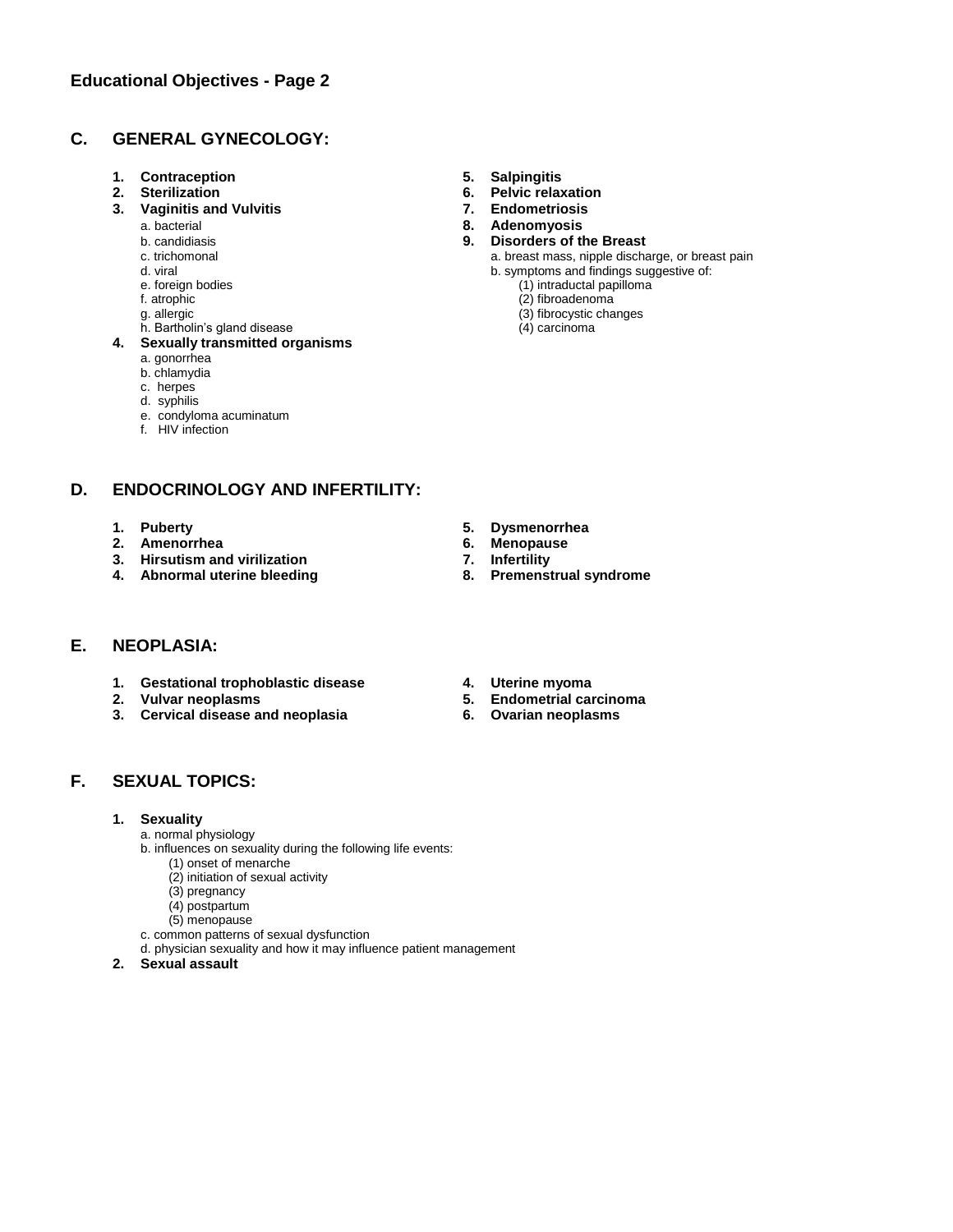## Educational Objectives - Page 2

### C. GENERAL GYNECOLOGY:

1. **Contraception**
2. **Sterilization**
3. **Vaginitis and Vulvitis**
   - a. bacterial
   - b. candidiasis
   - c. trichomonal
   - d. viral
   - e. foreign bodies
   - f. atrophic
   - g. allergic
   - h. Bartholin's gland disease
4. **Sexually transmitted organisms**
   - a. gonorrhea
   - b. chlamydia
   - c. herpes
   - d. syphilis
   - e. condyloma acuminatum
   - f. HIV infection
5. **Salpingitis**
6. **Pelvic relaxation**
7. **Endometriosis**
8. **Adenomyosis**
9. **Disorders of the Breast**
   - a. breast mass, nipple discharge, or breast pain
   - b. symptoms and findings suggestive of:
     - (1) intraductal papilloma
     - (2) fibroadenoma
     - (3) fibrocystic changes
     - (4) carcinoma

### D. ENDOCRINOLOGY AND INFERTILITY:

1. **Puberty**
2. **Amenorrhea**
3. **Hirsutism and virilization**
4. **Abnormal uterine bleeding**
5. **Dysmenorrhea**
6. **Menopause**
7. **Infertility**
8. **Premenstrual syndrome**

### E. NEOPLASIA:

1. **Gestational trophoblastic disease**
2. **Vulvar neoplasms**
3. **Cervical disease and neoplasia**
4. **Uterine myoma**
5. **Endometrial carcinoma**
6. **Ovarian neoplasms**

### F. SEXUAL TOPICS:

1. **Sexuality**
   - a. normal physiology
   - b. influences on sexuality during the following life events:
     - (1) onset of menarche
     - (2) initiation of sexual activity
     - (3) pregnancy
     - (4) postpartum
     - (5) menopause
   - c. common patterns of sexual dysfunction
   - d. physician sexuality and how it may influence patient management
2. **Sexual assault**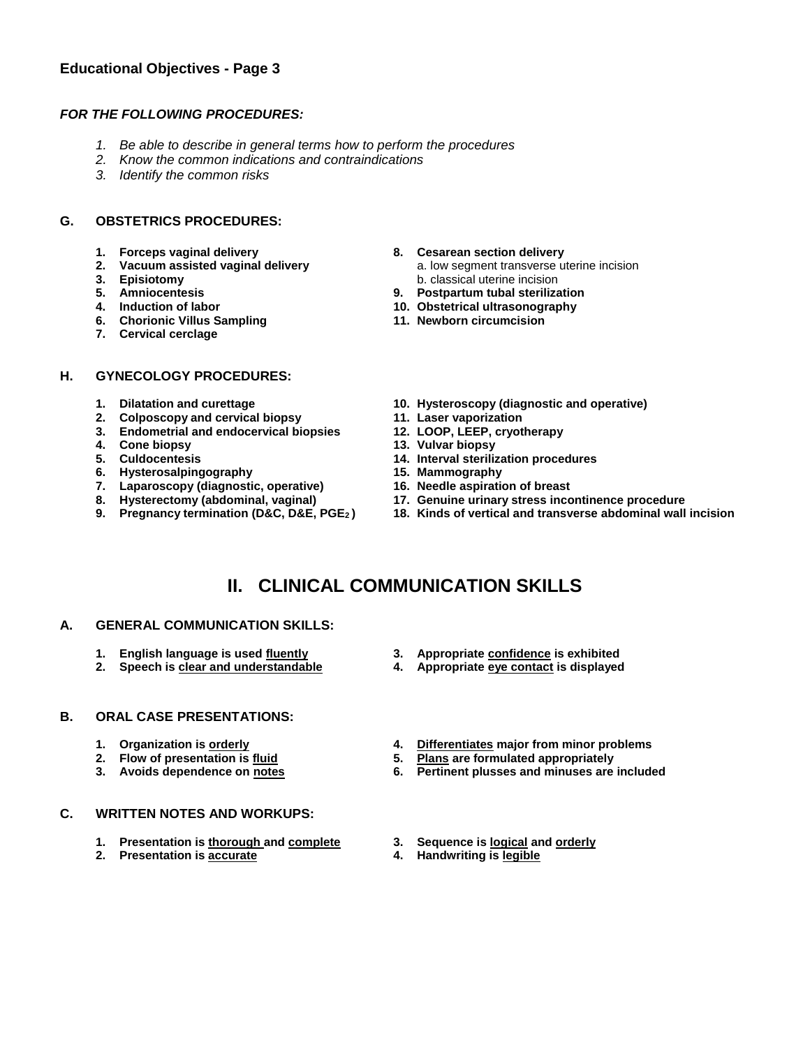### Educational Objectives - Page 3

***FOR THE FOLLOWING PROCEDURES:***

1. *Be able to describe in general terms how to perform the procedures*
2. *Know the common indications and contraindications*
3. *Identify the common risks*

**G. OBSTETRICS PROCEDURES:**

1. **Forceps vaginal delivery**
2. **Vacuum assisted vaginal delivery**
3. **Episiotomy**
5. **Amniocentesis**
4. **Induction of labor**
6. **Chorionic Villus Sampling**
7. **Cervical cerclage**
8. **Cesarean section delivery**
   a. low segment transverse uterine incision
   b. classical uterine incision
9. **Postpartum tubal sterilization**
10. **Obstetrical ultrasonography**
11. **Newborn circumcision**

**H. GYNECOLOGY PROCEDURES:**

1. **Dilatation and curettage**
2. **Colposcopy and cervical biopsy**
3. **Endometrial and endocervical biopsies**
4. **Cone biopsy**
5. **Culdocentesis**
6. **Hysterosalpingography**
7. **Laparoscopy (diagnostic, operative)**
8. **Hysterectomy (abdominal, vaginal)**
9. **Pregnancy termination (D&C, D&E, $PGE_2$)**
10. **Hysteroscopy (diagnostic and operative)**
11. **Laser vaporization**
12. **LOOP, LEEP, cryotherapy**
13. **Vulvar biopsy**
14. **Interval sterilization procedures**
15. **Mammography**
16. **Needle aspiration of breast**
17. **Genuine urinary stress incontinence procedure**
18. **Kinds of vertical and transverse abdominal wall incision**

## II. CLINICAL COMMUNICATION SKILLS

**A. GENERAL COMMUNICATION SKILLS:**

1. **English language is used fluently**
2. **Speech is clear and understandable**
3. **Appropriate confidence is exhibited**
4. **Appropriate eye contact is displayed**

**B. ORAL CASE PRESENTATIONS:**

1. **Organization is orderly**
2. **Flow of presentation is fluid**
3. **Avoids dependence on notes**
4. **Differentiates major from minor problems**
5. **Plans are formulated appropriately**
6. **Pertinent plusses and minuses are included**

**C. WRITTEN NOTES AND WORKUPS:**

1. **Presentation is thorough and complete**
2. **Presentation is accurate**
3. **Sequence is logical and orderly**
4. **Handwriting is legible**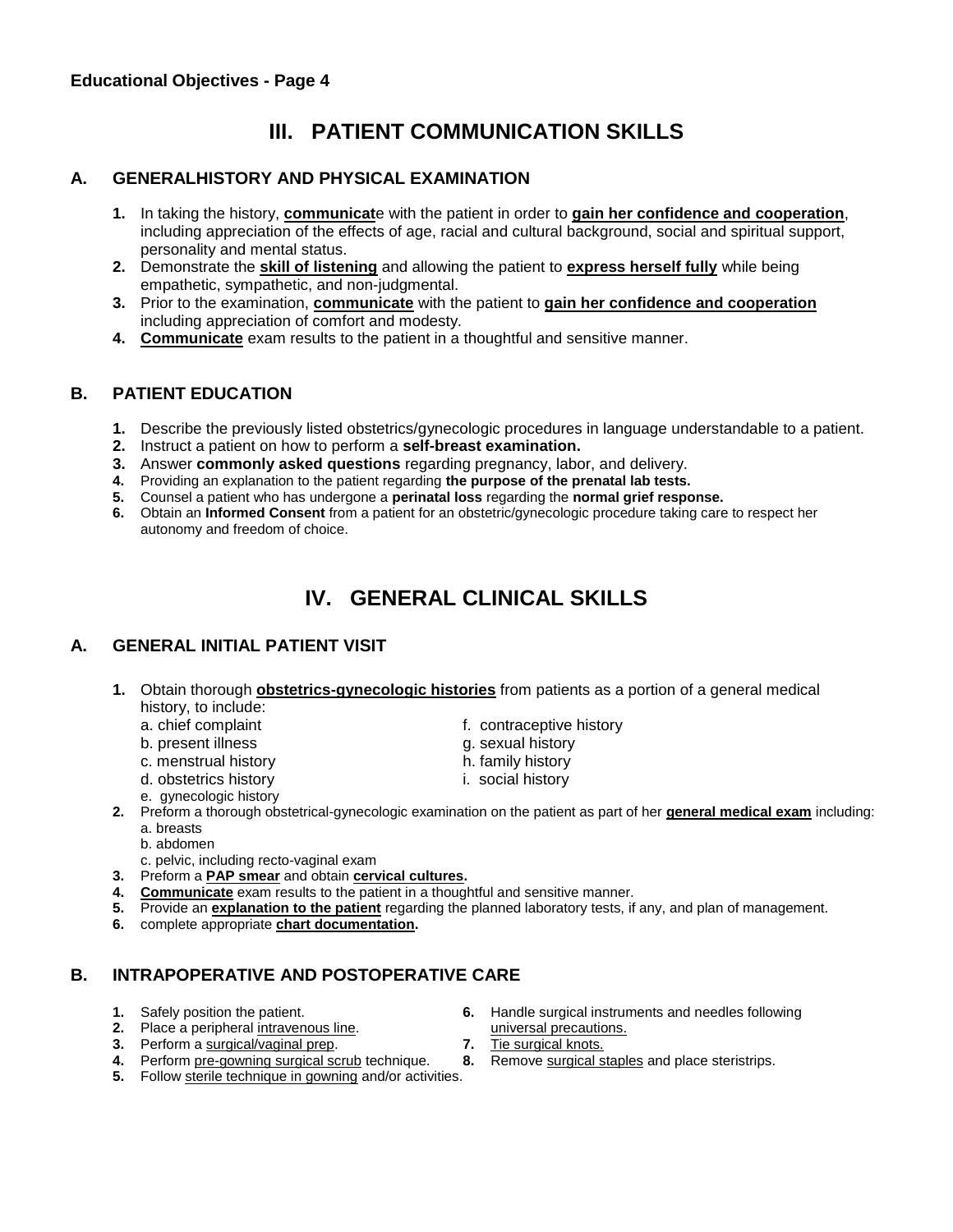**Educational Objectives - Page 4**

# III. PATIENT COMMUNICATION SKILLS

## A. GENERALHISTORY AND PHYSICAL EXAMINATION

1. In taking the history, **communicat**e with the patient in order to **gain her confidence and cooperation**, including appreciation of the effects of age, racial and cultural background, social and spiritual support, personality and mental status.
2. Demonstrate the **skill of listening** and allowing the patient to **express herself fully** while being empathetic, sympathetic, and non-judgmental.
3. Prior to the examination, **communicate** with the patient to **gain her confidence and cooperation** including appreciation of comfort and modesty.
4. **Communicate** exam results to the patient in a thoughtful and sensitive manner.

## B. PATIENT EDUCATION

1. Describe the previously listed obstetrics/gynecologic procedures in language understandable to a patient.
2. Instruct a patient on how to perform a **self-breast examination.**
3. Answer **commonly asked questions** regarding pregnancy, labor, and delivery.
4. Providing an explanation to the patient regarding **the purpose of the prenatal lab tests.**
5. Counsel a patient who has undergone a **perinatal loss** regarding the **normal grief response.**
6. Obtain an **Informed Consent** from a patient for an obstetric/gynecologic procedure taking care to respect her autonomy and freedom of choice.

# IV. GENERAL CLINICAL SKILLS

## A. GENERAL INITIAL PATIENT VISIT

1. Obtain thorough **obstetrics-gynecologic histories** from patients as a portion of a general medical history, to include:
   - a. chief complaint
   - b. present illness
   - c. menstrual history
   - d. obstetrics history
   - e. gynecologic history
   - f. contraceptive history
   - g. sexual history
   - h. family history
   - i. social history
2. Preform a thorough obstetrical-gynecologic examination on the patient as part of her **general medical exam** including:
   - a. breasts
   - b. abdomen
   - c. pelvic, including recto-vaginal exam
3. Preform a **PAP smear** and obtain **cervical cultures.**
4. **Communicate** exam results to the patient in a thoughtful and sensitive manner.
5. Provide an **explanation to the patient** regarding the planned laboratory tests, if any, and plan of management.
6. complete appropriate **chart documentation.**

## B. INTRAPOPERATIVE AND POSTOPERATIVE CARE

1. Safely position the patient.
2. Place a peripheral intravenous line.
3. Perform a surgical/vaginal prep.
4. Perform pre-gowning surgical scrub technique.
5. Follow sterile technique in gowning and/or activities.
6. Handle surgical instruments and needles following universal precautions.
7. Tie surgical knots.
8. Remove surgical staples and place steristrips.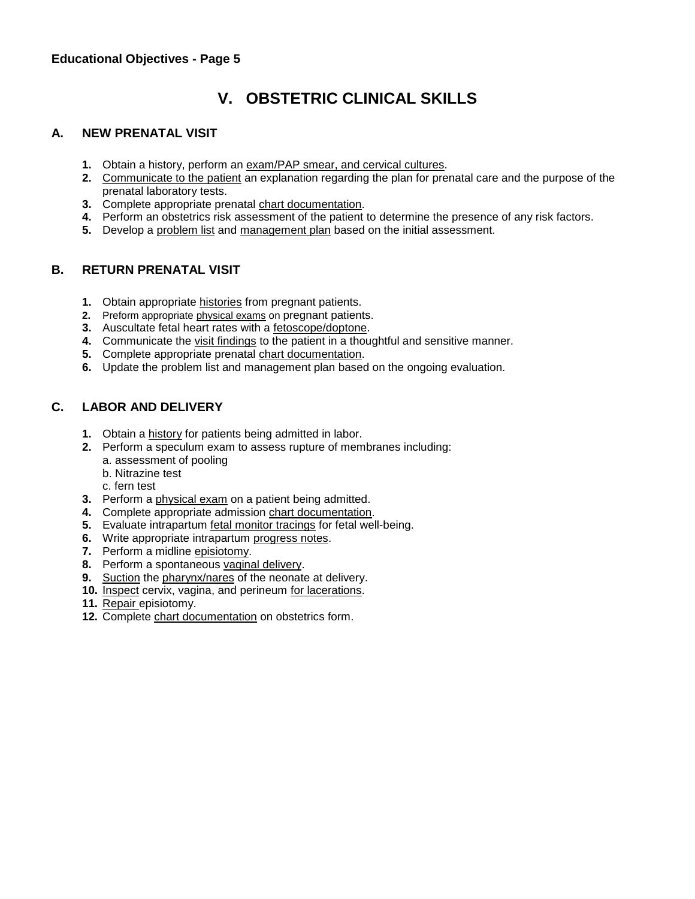**Educational Objectives - Page 5**

# V. OBSTETRIC CLINICAL SKILLS

## A. NEW PRENATAL VISIT

1. Obtain a history, perform an exam/PAP smear, and cervical cultures.
2. Communicate to the patient an explanation regarding the plan for prenatal care and the purpose of the prenatal laboratory tests.
3. Complete appropriate prenatal chart documentation.
4. Perform an obstetrics risk assessment of the patient to determine the presence of any risk factors.
5. Develop a problem list and management plan based on the initial assessment.

## B. RETURN PRENATAL VISIT

1. Obtain appropriate histories from pregnant patients.
2. Preform appropriate physical exams on pregnant patients.
3. Auscultate fetal heart rates with a fetoscope/doptone.
4. Communicate the visit findings to the patient in a thoughtful and sensitive manner.
5. Complete appropriate prenatal chart documentation.
6. Update the problem list and management plan based on the ongoing evaluation.

## C. LABOR AND DELIVERY

1. Obtain a history for patients being admitted in labor.
2. Perform a speculum exam to assess rupture of membranes including:
   a. assessment of pooling
   b. Nitrazine test
   c. fern test
3. Perform a physical exam on a patient being admitted.
4. Complete appropriate admission chart documentation.
5. Evaluate intrapartum fetal monitor tracings for fetal well-being.
6. Write appropriate intrapartum progress notes.
7. Perform a midline episiotomy.
8. Perform a spontaneous vaginal delivery.
9. Suction the pharynx/nares of the neonate at delivery.
10. Inspect cervix, vagina, and perineum for lacerations.
11. Repair episiotomy.
12. Complete chart documentation on obstetrics form.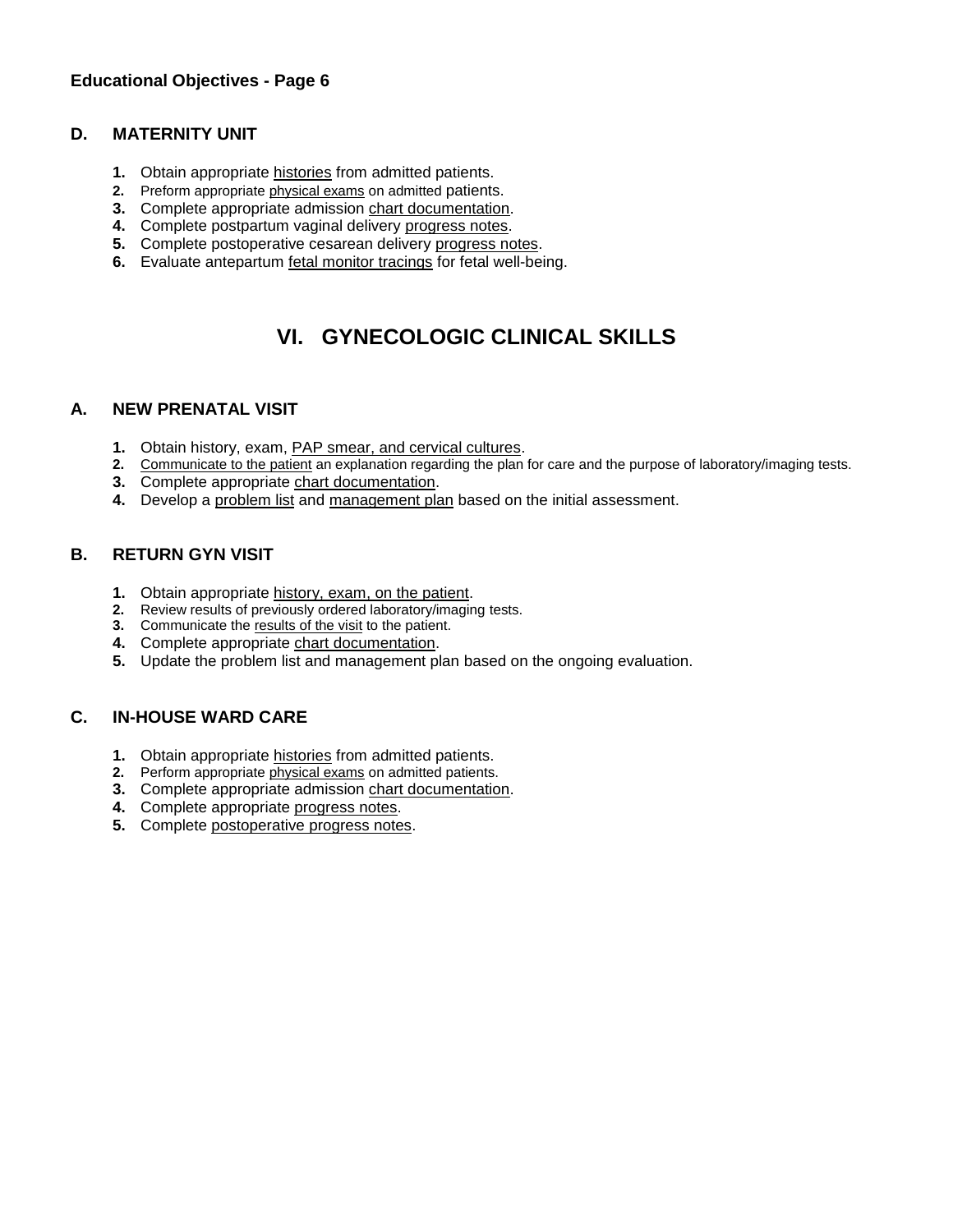**Educational Objectives - Page 6**

### D. MATERNITY UNIT

1. Obtain appropriate histories from admitted patients.
2. Preform appropriate physical exams on admitted patients.
3. Complete appropriate admission chart documentation.
4. Complete postpartum vaginal delivery progress notes.
5. Complete postoperative cesarean delivery progress notes.
6. Evaluate antepartum fetal monitor tracings for fetal well-being.

## VI. GYNECOLOGIC CLINICAL SKILLS

### A. NEW PRENATAL VISIT

1. Obtain history, exam, PAP smear, and cervical cultures.
2. Communicate to the patient an explanation regarding the plan for care and the purpose of laboratory/imaging tests.
3. Complete appropriate chart documentation.
4. Develop a problem list and management plan based on the initial assessment.

### B. RETURN GYN VISIT

1. Obtain appropriate history, exam, on the patient.
2. Review results of previously ordered laboratory/imaging tests.
3. Communicate the results of the visit to the patient.
4. Complete appropriate chart documentation.
5. Update the problem list and management plan based on the ongoing evaluation.

### C. IN-HOUSE WARD CARE

1. Obtain appropriate histories from admitted patients.
2. Perform appropriate physical exams on admitted patients.
3. Complete appropriate admission chart documentation.
4. Complete appropriate progress notes.
5. Complete postoperative progress notes.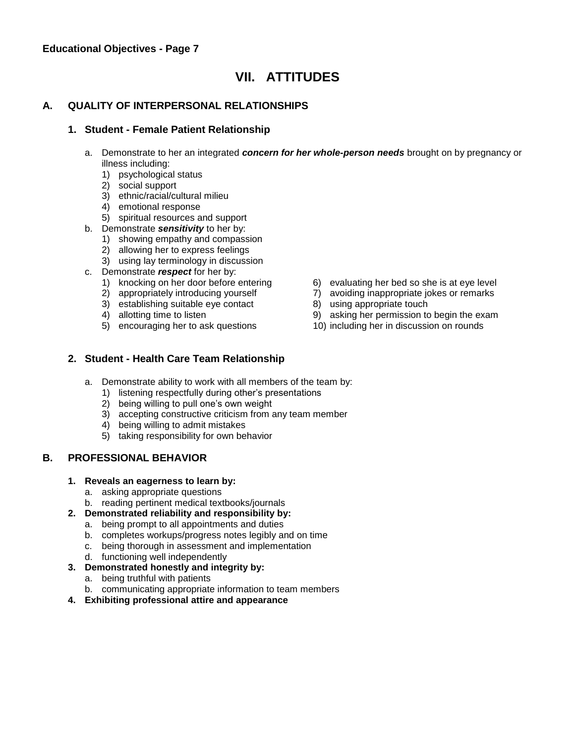# VII. ATTITUDES

## A. QUALITY OF INTERPERSONAL RELATIONSHIPS

### 1. Student - Female Patient Relationship

a. Demonstrate to her an integrated ***concern for her whole-person needs*** brought on by pregnancy or illness including:
   1) psychological status
   2) social support
   3) ethnic/racial/cultural milieu
   4) emotional response
   5) spiritual resources and support

b. Demonstrate ***sensitivity*** to her by:
   1) showing empathy and compassion
   2) allowing her to express feelings
   3) using lay terminology in discussion

c. Demonstrate ***respect*** for her by:
   1) knocking on her door before entering
   2) appropriately introducing yourself
   3) establishing suitable eye contact
   4) allotting time to listen
   5) encouraging her to ask questions
   6) evaluating her bed so she is at eye level
   7) avoiding inappropriate jokes or remarks
   8) using appropriate touch
   9) asking her permission to begin the exam
   10) including her in discussion on rounds

### 2. Student - Health Care Team Relationship

a. Demonstrate ability to work with all members of the team by:
   1) listening respectfully during other's presentations
   2) being willing to pull one's own weight
   3) accepting constructive criticism from any team member
   4) being willing to admit mistakes
   5) taking responsibility for own behavior

## B. PROFESSIONAL BEHAVIOR

**1. Reveals an eagerness to learn by:**
   a. asking appropriate questions
   b. reading pertinent medical textbooks/journals

**2. Demonstrated reliability and responsibility by:**
   a. being prompt to all appointments and duties
   b. completes workups/progress notes legibly and on time
   c. being thorough in assessment and implementation
   d. functioning well independently

**3. Demonstrated honestly and integrity by:**
   a. being truthful with patients
   b. communicating appropriate information to team members

**4. Exhibiting professional attire and appearance**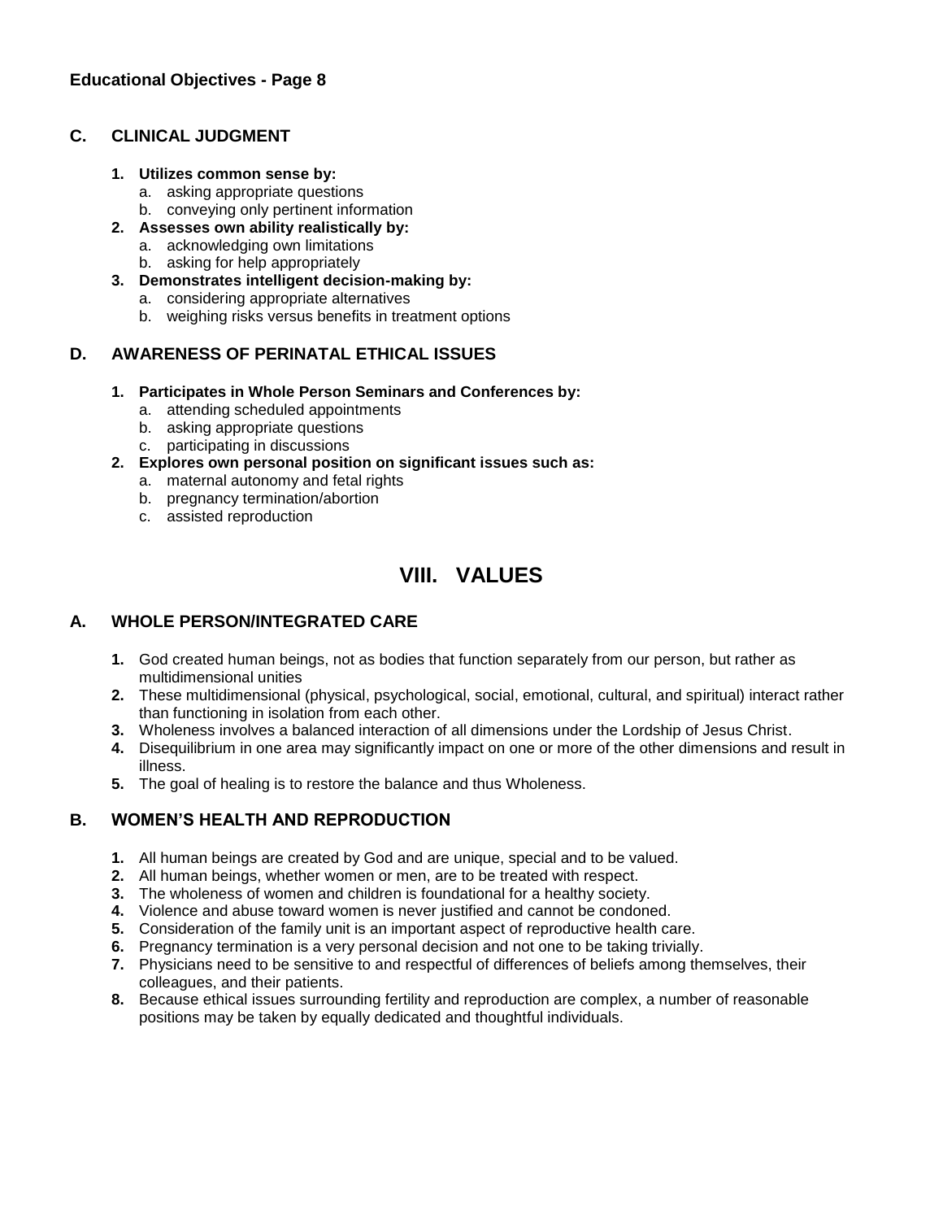### C. CLINICAL JUDGMENT

1. **Utilizes common sense by:**
   a. asking appropriate questions
   b. conveying only pertinent information
2. **Assesses own ability realistically by:**
   a. acknowledging own limitations
   b. asking for help appropriately
3. **Demonstrates intelligent decision-making by:**
   a. considering appropriate alternatives
   b. weighing risks versus benefits in treatment options

### D. AWARENESS OF PERINATAL ETHICAL ISSUES

1. **Participates in Whole Person Seminars and Conferences by:**
   a. attending scheduled appointments
   b. asking appropriate questions
   c. participating in discussions
2. **Explores own personal position on significant issues such as:**
   a. maternal autonomy and fetal rights
   b. pregnancy termination/abortion
   c. assisted reproduction

## VIII. VALUES

### A. WHOLE PERSON/INTEGRATED CARE

1. God created human beings, not as bodies that function separately from our person, but rather as multidimensional unities
2. These multidimensional (physical, psychological, social, emotional, cultural, and spiritual) interact rather than functioning in isolation from each other.
3. Wholeness involves a balanced interaction of all dimensions under the Lordship of Jesus Christ.
4. Disequilibrium in one area may significantly impact on one or more of the other dimensions and result in illness.
5. The goal of healing is to restore the balance and thus Wholeness.

### B. WOMEN'S HEALTH AND REPRODUCTION

1. All human beings are created by God and are unique, special and to be valued.
2. All human beings, whether women or men, are to be treated with respect.
3. The wholeness of women and children is foundational for a healthy society.
4. Violence and abuse toward women is never justified and cannot be condoned.
5. Consideration of the family unit is an important aspect of reproductive health care.
6. Pregnancy termination is a very personal decision and not one to be taking trivially.
7. Physicians need to be sensitive to and respectful of differences of beliefs among themselves, their colleagues, and their patients.
8. Because ethical issues surrounding fertility and reproduction are complex, a number of reasonable positions may be taken by equally dedicated and thoughtful individuals.